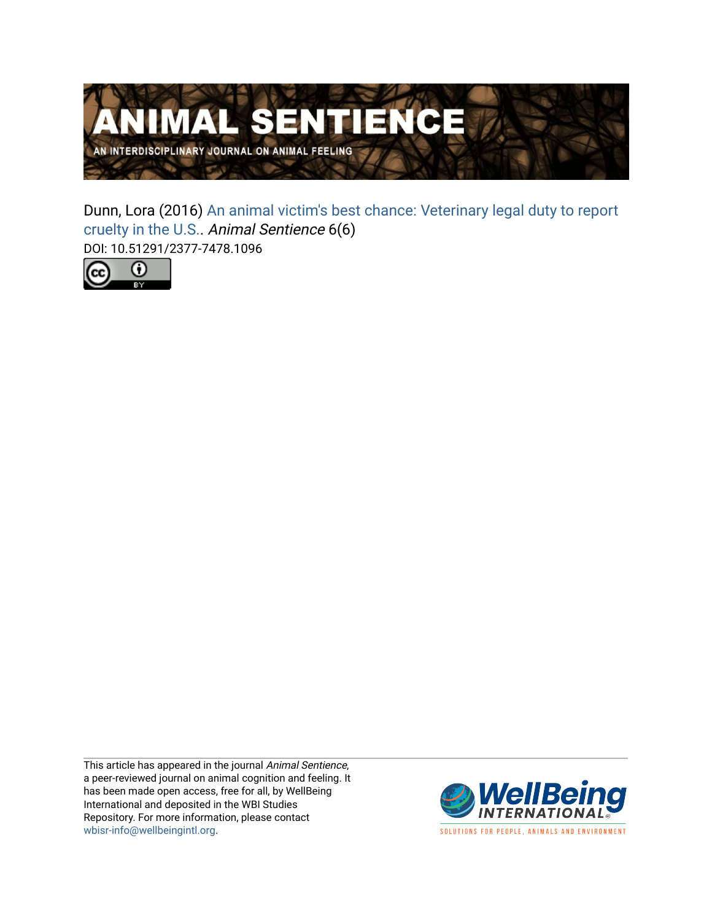# ANIMAL SENTIENCE

AN INTERDISCIPLINARY JOURNAL ON ANIMAL FEELING

Dunn, Lora (2016) An animal victim's best chance: Veterinary legal duty to report cruelty in the U.S.. *Animal Sentience* 6(6)

DOI: 10.51291/2377-7478.1096

This article has appeared in the journal *Animal Sentience*, a peer-reviewed journal on animal cognition and feeling. It has been made open access, free for all, by WellBeing International and deposited in the WBI Studies Repository. For more information, please contact wbisr-info@wellbeingintl.org.

WellBeing INTERNATIONAL

SOLUTIONS FOR PEOPLE, ANIMALS AND ENVIRONMENT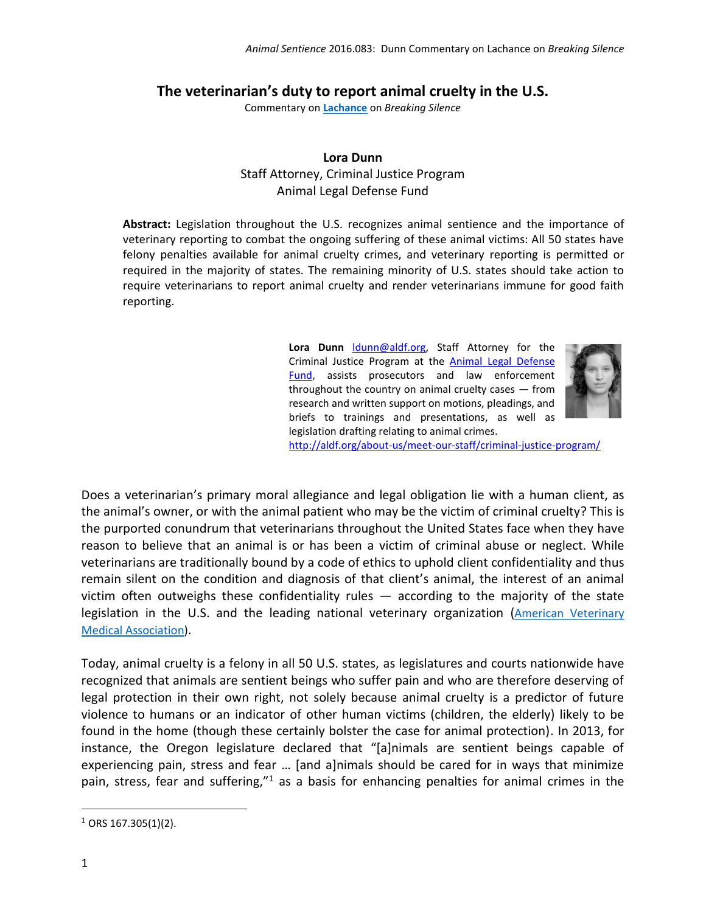# The veterinarian's duty to report animal cruelty in the U.S.

Commentary on [Lachance](#) on *Breaking Silence*

**Lora Dunn**
Staff Attorney, Criminal Justice Program
Animal Legal Defense Fund

**Abstract:** Legislation throughout the U.S. recognizes animal sentience and the importance of veterinary reporting to combat the ongoing suffering of these animal victims: All 50 states have felony penalties available for animal cruelty crimes, and veterinary reporting is permitted or required in the majority of states. The remaining minority of U.S. states should take action to require veterinarians to report animal cruelty and render veterinarians immune for good faith reporting.

**Lora Dunn** ldunn@aldf.org, Staff Attorney for the Criminal Justice Program at the Animal Legal Defense Fund, assists prosecutors and law enforcement throughout the country on animal cruelty cases — from research and written support on motions, pleadings, and briefs to trainings and presentations, as well as legislation drafting relating to animal crimes. http://aldf.org/about-us/meet-our-staff/criminal-justice-program/

Does a veterinarian's primary moral allegiance and legal obligation lie with a human client, as the animal's owner, or with the animal patient who may be the victim of criminal cruelty? This is the purported conundrum that veterinarians throughout the United States face when they have reason to believe that an animal is or has been a victim of criminal abuse or neglect. While veterinarians are traditionally bound by a code of ethics to uphold client confidentiality and thus remain silent on the condition and diagnosis of that client's animal, the interest of an animal victim often outweighs these confidentiality rules — according to the majority of the state legislation in the U.S. and the leading national veterinary organization (American Veterinary Medical Association).

Today, animal cruelty is a felony in all 50 U.S. states, as legislatures and courts nationwide have recognized that animals are sentient beings who suffer pain and who are therefore deserving of legal protection in their own right, not solely because animal cruelty is a predictor of future violence to humans or an indicator of other human victims (children, the elderly) likely to be found in the home (though these certainly bolster the case for animal protection). In 2013, for instance, the Oregon legislature declared that "[a]nimals are sentient beings capable of experiencing pain, stress and fear … [and a]nimals should be cared for in ways that minimize pain, stress, fear and suffering,"[1] as a basis for enhancing penalties for animal crimes in the

[1] ORS 167.305(1)(2).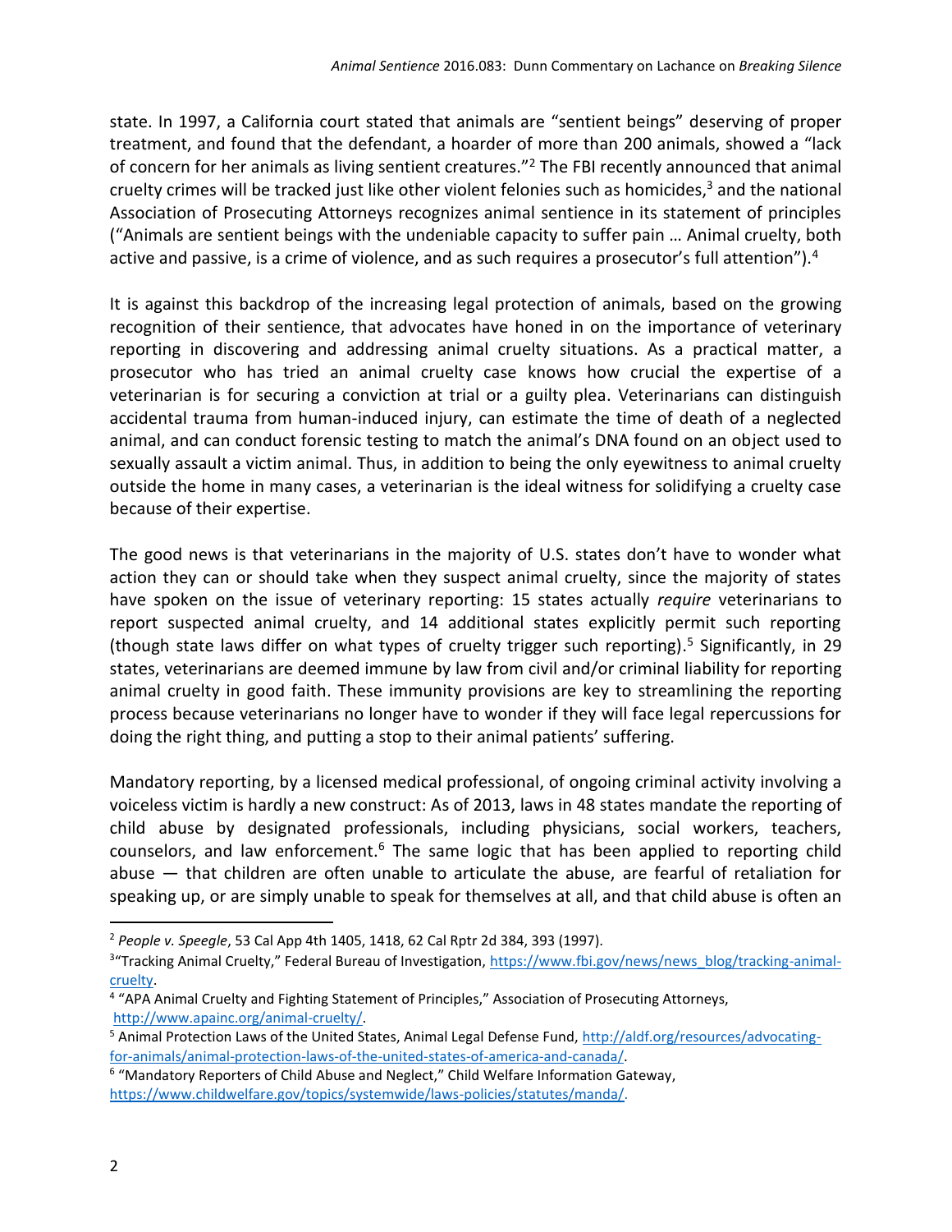state. In 1997, a California court stated that animals are "sentient beings" deserving of proper treatment, and found that the defendant, a hoarder of more than 200 animals, showed a "lack of concern for her animals as living sentient creatures."[2] The FBI recently announced that animal cruelty crimes will be tracked just like other violent felonies such as homicides,[3] and the national Association of Prosecuting Attorneys recognizes animal sentience in its statement of principles ("Animals are sentient beings with the undeniable capacity to suffer pain … Animal cruelty, both active and passive, is a crime of violence, and as such requires a prosecutor's full attention").[4]

It is against this backdrop of the increasing legal protection of animals, based on the growing recognition of their sentience, that advocates have honed in on the importance of veterinary reporting in discovering and addressing animal cruelty situations. As a practical matter, a prosecutor who has tried an animal cruelty case knows how crucial the expertise of a veterinarian is for securing a conviction at trial or a guilty plea. Veterinarians can distinguish accidental trauma from human-induced injury, can estimate the time of death of a neglected animal, and can conduct forensic testing to match the animal's DNA found on an object used to sexually assault a victim animal. Thus, in addition to being the only eyewitness to animal cruelty outside the home in many cases, a veterinarian is the ideal witness for solidifying a cruelty case because of their expertise.

The good news is that veterinarians in the majority of U.S. states don't have to wonder what action they can or should take when they suspect animal cruelty, since the majority of states have spoken on the issue of veterinary reporting: 15 states actually *require* veterinarians to report suspected animal cruelty, and 14 additional states explicitly permit such reporting (though state laws differ on what types of cruelty trigger such reporting).[5] Significantly, in 29 states, veterinarians are deemed immune by law from civil and/or criminal liability for reporting animal cruelty in good faith. These immunity provisions are key to streamlining the reporting process because veterinarians no longer have to wonder if they will face legal repercussions for doing the right thing, and putting a stop to their animal patients' suffering.

Mandatory reporting, by a licensed medical professional, of ongoing criminal activity involving a voiceless victim is hardly a new construct: As of 2013, laws in 48 states mandate the reporting of child abuse by designated professionals, including physicians, social workers, teachers, counselors, and law enforcement.[6] The same logic that has been applied to reporting child abuse — that children are often unable to articulate the abuse, are fearful of retaliation for speaking up, or are simply unable to speak for themselves at all, and that child abuse is often an

---

[2] *People v. Speegle*, 53 Cal App 4th 1405, 1418, 62 Cal Rptr 2d 384, 393 (1997).

[3] "Tracking Animal Cruelty," Federal Bureau of Investigation, https://www.fbi.gov/news/news_blog/tracking-animal-cruelty.

[4] "APA Animal Cruelty and Fighting Statement of Principles," Association of Prosecuting Attorneys, http://www.apainc.org/animal-cruelty/.

[5] Animal Protection Laws of the United States, Animal Legal Defense Fund, http://aldf.org/resources/advocating-for-animals/animal-protection-laws-of-the-united-states-of-america-and-canada/.

[6] "Mandatory Reporters of Child Abuse and Neglect," Child Welfare Information Gateway, https://www.childwelfare.gov/topics/systemwide/laws-policies/statutes/manda/.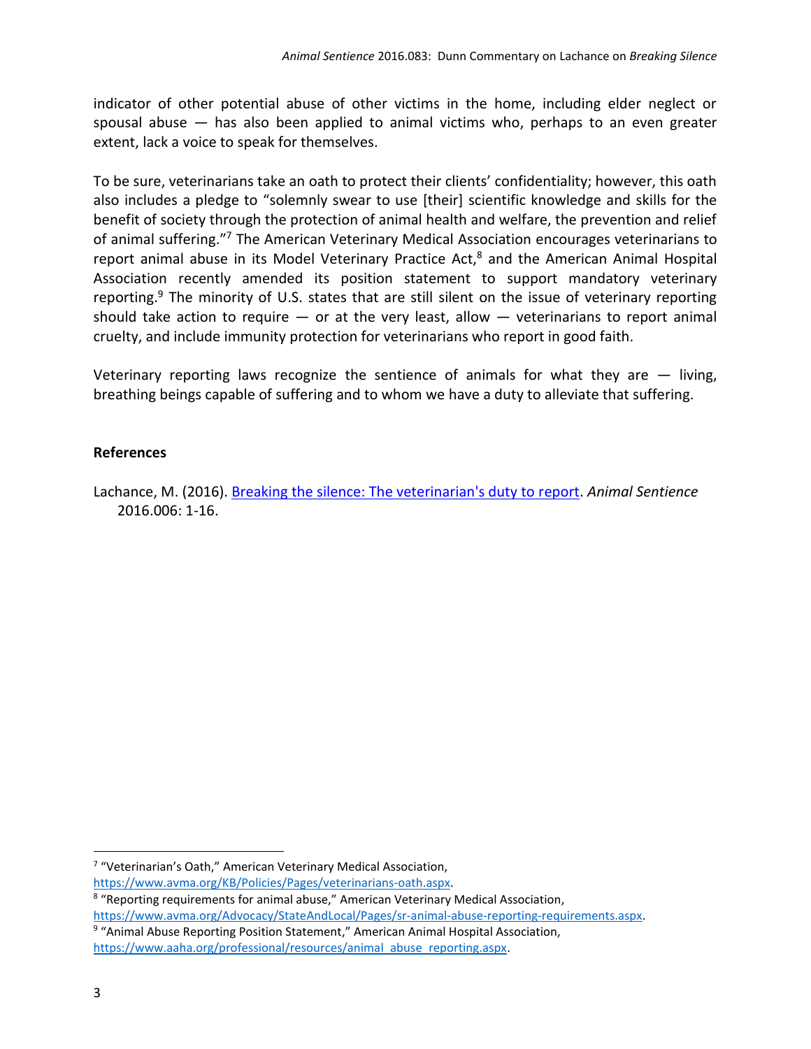indicator of other potential abuse of other victims in the home, including elder neglect or spousal abuse — has also been applied to animal victims who, perhaps to an even greater extent, lack a voice to speak for themselves.

To be sure, veterinarians take an oath to protect their clients' confidentiality; however, this oath also includes a pledge to "solemnly swear to use [their] scientific knowledge and skills for the benefit of society through the protection of animal health and welfare, the prevention and relief of animal suffering."[7] The American Veterinary Medical Association encourages veterinarians to report animal abuse in its Model Veterinary Practice Act,[8] and the American Animal Hospital Association recently amended its position statement to support mandatory veterinary reporting.[9] The minority of U.S. states that are still silent on the issue of veterinary reporting should take action to require — or at the very least, allow — veterinarians to report animal cruelty, and include immunity protection for veterinarians who report in good faith.

Veterinary reporting laws recognize the sentience of animals for what they are — living, breathing beings capable of suffering and to whom we have a duty to alleviate that suffering.

**References**

Lachance, M. (2016). [Breaking the silence: The veterinarian's duty to report](). *Animal Sentience* 2016.006: 1-16.

---

[7] "Veterinarian's Oath," American Veterinary Medical Association, https://www.avma.org/KB/Policies/Pages/veterinarians-oath.aspx.

[8] "Reporting requirements for animal abuse," American Veterinary Medical Association, https://www.avma.org/Advocacy/StateAndLocal/Pages/sr-animal-abuse-reporting-requirements.aspx.

[9] "Animal Abuse Reporting Position Statement," American Animal Hospital Association, https://www.aaha.org/professional/resources/animal_abuse_reporting.aspx.